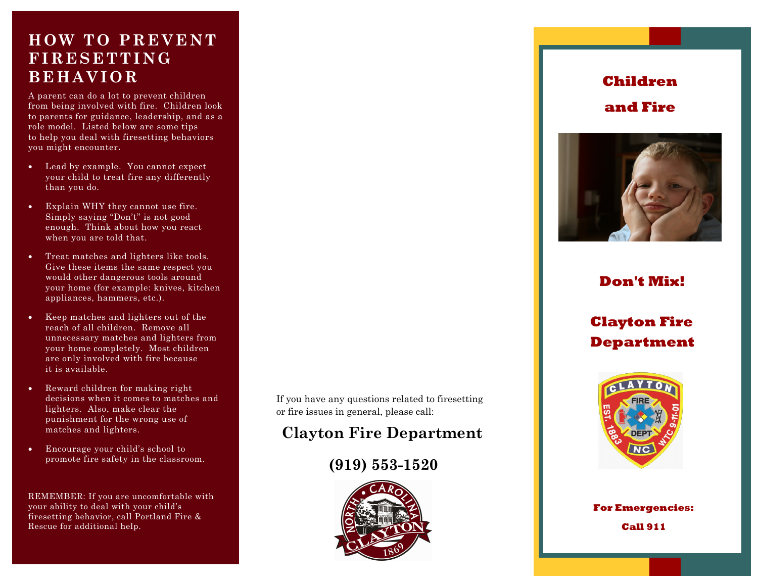## HOW TO PREVENT FIRESETTING BEHAVIOR

A parent can do a lot to prevent children from being involved with fire. Children look to parents for guidance, leadership, and as a role model. Listed below are some tips to help you deal with firesetting behaviors you might encounter.

- Lead by example. You cannot expect your child to treat fire any differently than you do.
- Explain WHY they cannot use fire. Simply saying "Don't" is not good enough. Think about how you react when you are told that.
- Treat matches and lighters like tools. Give these items the same respect you would other dangerous tools around your home (for example: knives, kitchen appliances, hammers, etc.).
- Keep matches and lighters out of the reach of all children. Remove all unnecessary matches and lighters from your home completely. Most children are only involved with fire because it is available.
- Reward children for making right decisions when it comes to matches and lighters. Also, make clear the punishment for the wrong use of matches and lighters.
- Encourage your child's school to promote fire safety in the classroom.

REMEMBER: If you are uncomfortable with your ability to deal with your child's firesetting behavior, call Portland Fire & Rescue for additional help.

If you have any questions related to firesetting or fire issues in general, please call:

**Clayton Fire Department**

**(919) 553-1520**

# Children and Fire

## Don't Mix!

## Clayton Fire Department

**For Emergencies:**

**Call 911**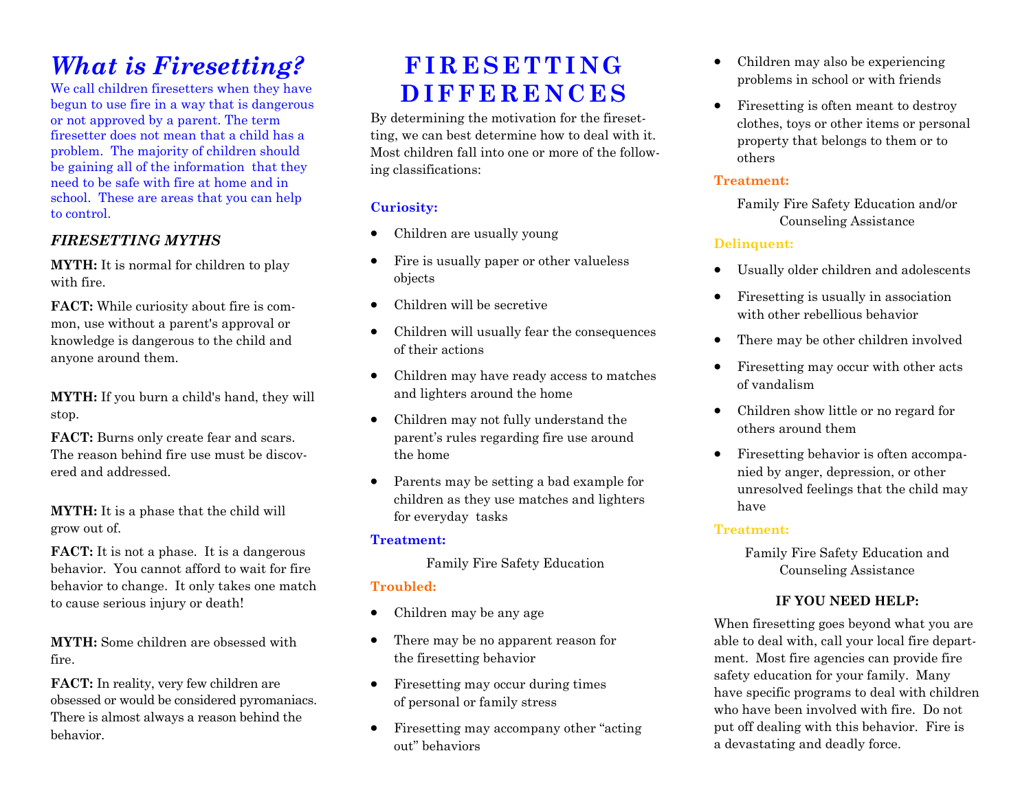# *What is Firesetting?*

We call children firesetters when they have begun to use fire in a way that is dangerous or not approved by a parent. The term firesetter does not mean that a child has a problem. The majority of children should be gaining all of the information that they need to be safe with fire at home and in school. These are areas that you can help to control.

### *FIRESETTING MYTHS*

**MYTH:** It is normal for children to play with fire.

**FACT:** While curiosity about fire is common, use without a parent's approval or knowledge is dangerous to the child and anyone around them.

**MYTH:** If you burn a child's hand, they will stop.

**FACT:** Burns only create fear and scars. The reason behind fire use must be discovered and addressed.

**MYTH:** It is a phase that the child will grow out of.

**FACT:** It is not a phase. It is a dangerous behavior. You cannot afford to wait for fire behavior to change. It only takes one match to cause serious injury or death!

**MYTH:** Some children are obsessed with fire.

**FACT:** In reality, very few children are obsessed or would be considered pyromaniacs. There is almost always a reason behind the behavior.

# FIRESETTING DIFFERENCES

By determining the motivation for the firesetting, we can best determine how to deal with it. Most children fall into one or more of the following classifications:

**Curiosity:**

- Children are usually young
- Fire is usually paper or other valueless objects
- Children will be secretive
- Children will usually fear the consequences of their actions
- Children may have ready access to matches and lighters around the home
- Children may not fully understand the parent's rules regarding fire use around the home
- Parents may be setting a bad example for children as they use matches and lighters for everyday tasks

**Treatment:**

Family Fire Safety Education

**Troubled:**

- Children may be any age
- There may be no apparent reason for the firesetting behavior
- Firesetting may occur during times of personal or family stress
- Firesetting may accompany other "acting out" behaviors
- Children may also be experiencing problems in school or with friends
- Firesetting is often meant to destroy clothes, toys or other items or personal property that belongs to them or to others

**Treatment:**

Family Fire Safety Education and/or Counseling Assistance

**Delinquent:**

- Usually older children and adolescents
- Firesetting is usually in association with other rebellious behavior
- There may be other children involved
- Firesetting may occur with other acts of vandalism
- Children show little or no regard for others around them
- Firesetting behavior is often accompanied by anger, depression, or other unresolved feelings that the child may have

**Treatment:**

Family Fire Safety Education and Counseling Assistance

**IF YOU NEED HELP:**

When firesetting goes beyond what you are able to deal with, call your local fire department. Most fire agencies can provide fire safety education for your family. Many have specific programs to deal with children who have been involved with fire. Do not put off dealing with this behavior. Fire is a devastating and deadly force.